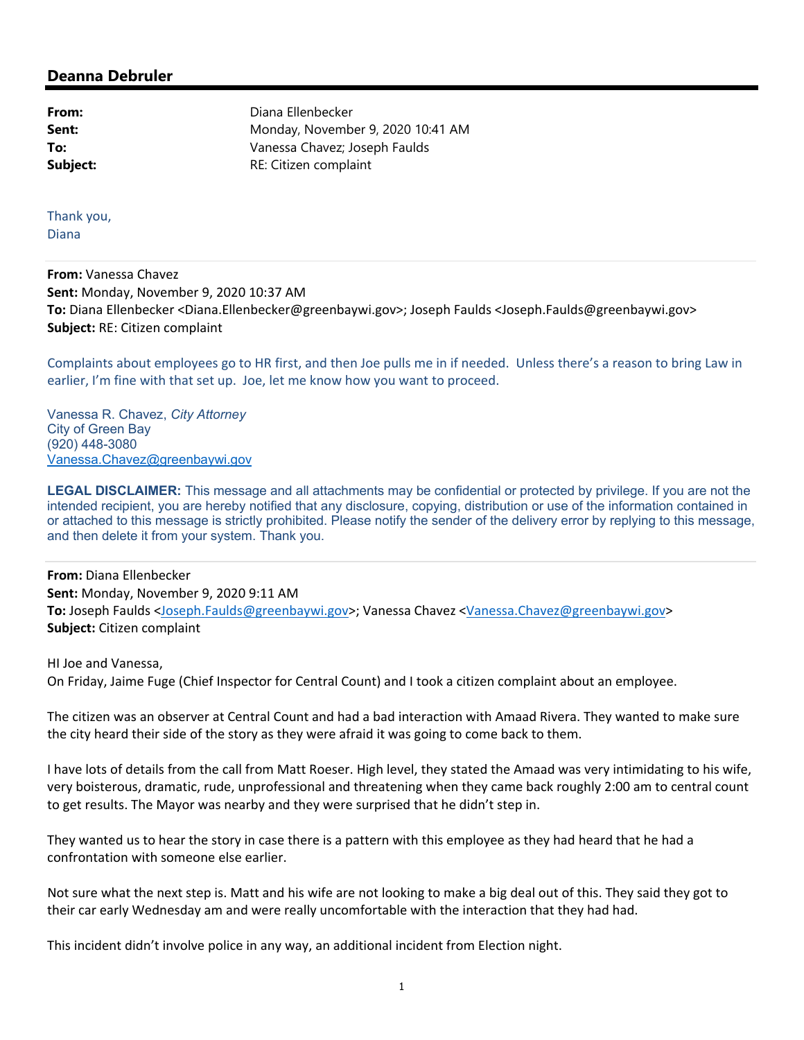## Deanna Debruler

**From:** Diana Ellenbecker
**Sent:** Monday, November 9, 2020 10:41 AM
**To:** Vanessa Chavez; Joseph Faulds
**Subject:** RE: Citizen complaint

Thank you,
Diana

---

**From:** Vanessa Chavez
**Sent:** Monday, November 9, 2020 10:37 AM
**To:** Diana Ellenbecker <Diana.Ellenbecker@greenbaywi.gov>; Joseph Faulds <Joseph.Faulds@greenbaywi.gov>
**Subject:** RE: Citizen complaint

Complaints about employees go to HR first, and then Joe pulls me in if needed. Unless there's a reason to bring Law in earlier, I'm fine with that set up. Joe, let me know how you want to proceed.

Vanessa R. Chavez, *City Attorney*
City of Green Bay
(920) 448-3080
Vanessa.Chavez@greenbaywi.gov

**LEGAL DISCLAIMER:** This message and all attachments may be confidential or protected by privilege. If you are not the intended recipient, you are hereby notified that any disclosure, copying, distribution or use of the information contained in or attached to this message is strictly prohibited. Please notify the sender of the delivery error by replying to this message, and then delete it from your system. Thank you.

---

**From:** Diana Ellenbecker
**Sent:** Monday, November 9, 2020 9:11 AM
**To:** Joseph Faulds <Joseph.Faulds@greenbaywi.gov>; Vanessa Chavez <Vanessa.Chavez@greenbaywi.gov>
**Subject:** Citizen complaint

HI Joe and Vanessa,
On Friday, Jaime Fuge (Chief Inspector for Central Count) and I took a citizen complaint about an employee.

The citizen was an observer at Central Count and had a bad interaction with Amaad Rivera. They wanted to make sure the city heard their side of the story as they were afraid it was going to come back to them.

I have lots of details from the call from Matt Roeser. High level, they stated the Amaad was very intimidating to his wife, very boisterous, dramatic, rude, unprofessional and threatening when they came back roughly 2:00 am to central count to get results. The Mayor was nearby and they were surprised that he didn't step in.

They wanted us to hear the story in case there is a pattern with this employee as they had heard that he had a confrontation with someone else earlier.

Not sure what the next step is. Matt and his wife are not looking to make a big deal out of this. They said they got to their car early Wednesday am and were really uncomfortable with the interaction that they had had.

This incident didn't involve police in any way, an additional incident from Election night.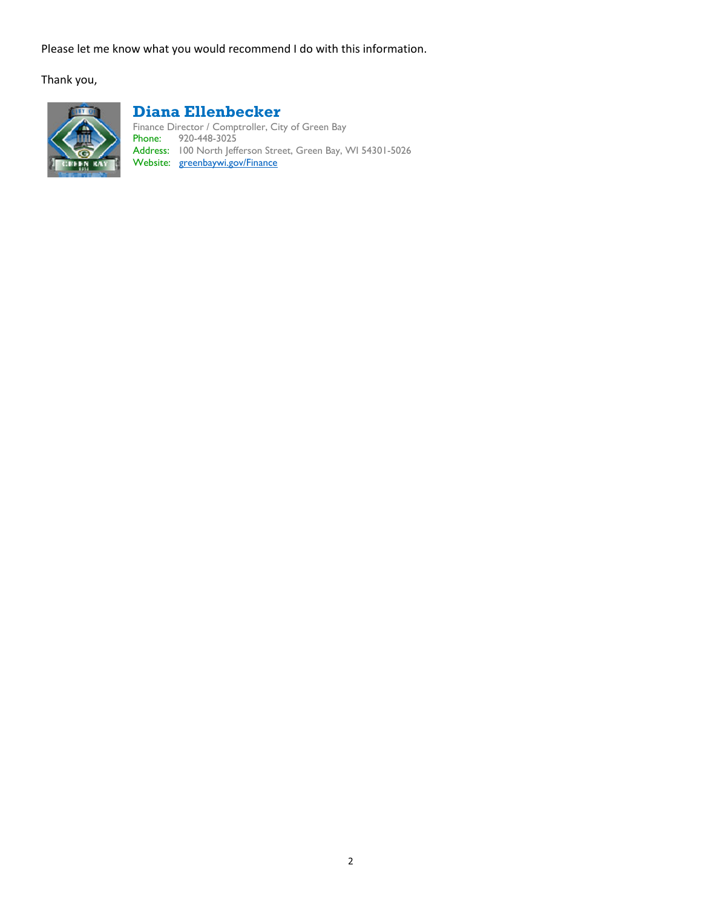Please let me know what you would recommend I do with this information.

Thank you,

**Diana Ellenbecker**
Finance Director / Comptroller, City of Green Bay
Phone: 920-448-3025
Address: 100 North Jefferson Street, Green Bay, WI 54301-5026
Website: greenbaywi.gov/Finance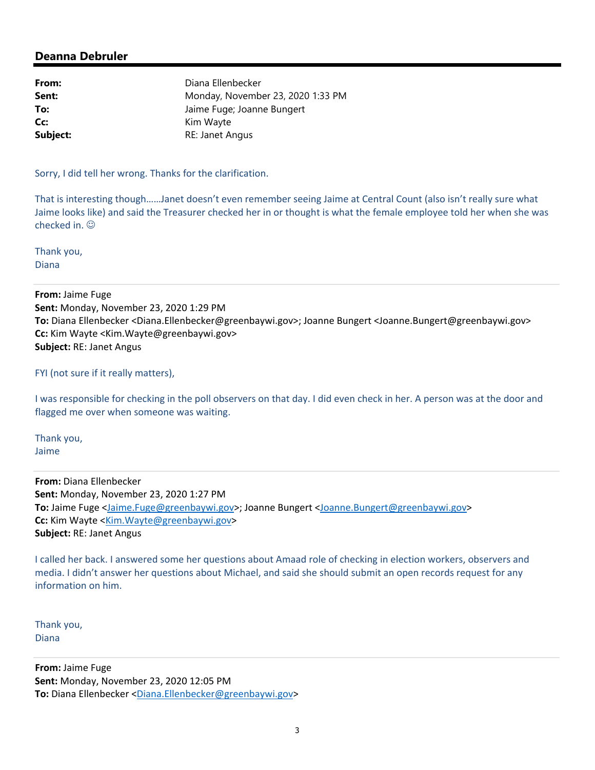## Deanna Debruler

**From:** Diana Ellenbecker
**Sent:** Monday, November 23, 2020 1:33 PM
**To:** Jaime Fuge; Joanne Bungert
**Cc:** Kim Wayte
**Subject:** RE: Janet Angus

Sorry, I did tell her wrong. Thanks for the clarification.

That is interesting though……Janet doesn't even remember seeing Jaime at Central Count (also isn't really sure what Jaime looks like) and said the Treasurer checked her in or thought is what the female employee told her when she was checked in. ☺

Thank you,
Diana

---

**From:** Jaime Fuge
**Sent:** Monday, November 23, 2020 1:29 PM
**To:** Diana Ellenbecker <Diana.Ellenbecker@greenbaywi.gov>; Joanne Bungert <Joanne.Bungert@greenbaywi.gov>
**Cc:** Kim Wayte <Kim.Wayte@greenbaywi.gov>
**Subject:** RE: Janet Angus

FYI (not sure if it really matters),

I was responsible for checking in the poll observers on that day. I did even check in her. A person was at the door and flagged me over when someone was waiting.

Thank you,
Jaime

---

**From:** Diana Ellenbecker
**Sent:** Monday, November 23, 2020 1:27 PM
**To:** Jaime Fuge <Jaime.Fuge@greenbaywi.gov>; Joanne Bungert <Joanne.Bungert@greenbaywi.gov>
**Cc:** Kim Wayte <Kim.Wayte@greenbaywi.gov>
**Subject:** RE: Janet Angus

I called her back. I answered some her questions about Amaad role of checking in election workers, observers and media. I didn't answer her questions about Michael, and said she should submit an open records request for any information on him.

Thank you,
Diana

---

**From:** Jaime Fuge
**Sent:** Monday, November 23, 2020 12:05 PM
**To:** Diana Ellenbecker <Diana.Ellenbecker@greenbaywi.gov>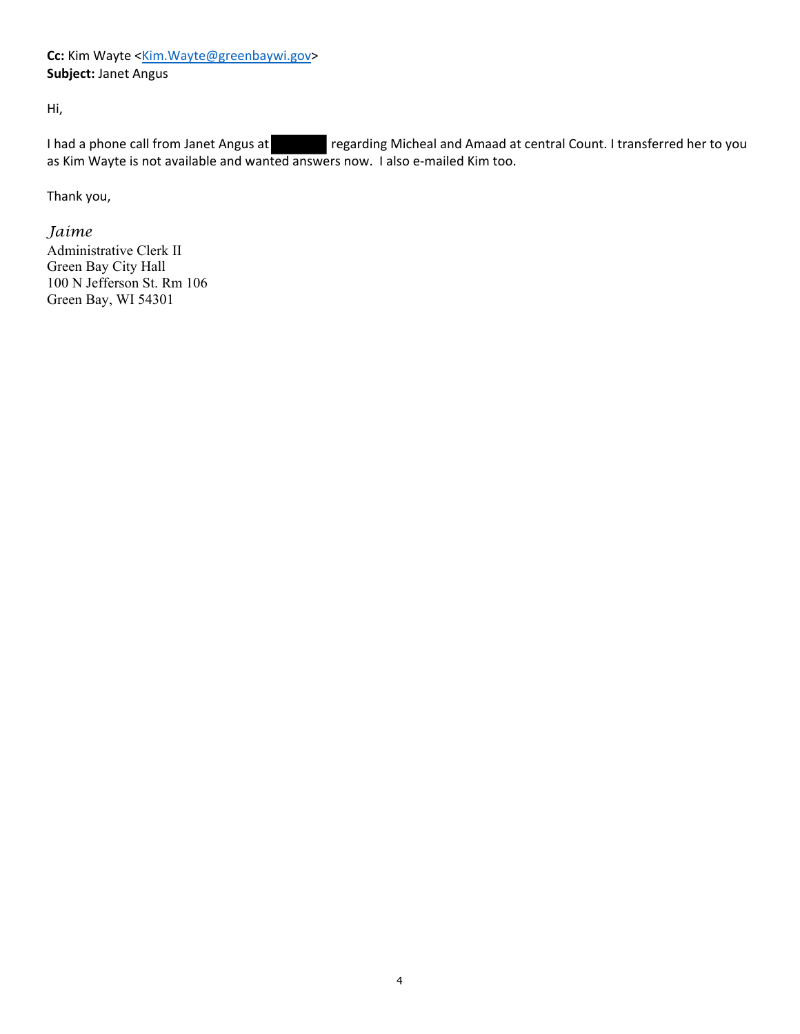**Cc:** Kim Wayte <Kim.Wayte@greenbaywi.gov>
**Subject:** Janet Angus

Hi,

I had a phone call from Janet Angus at [REDACTED] regarding Micheal and Amaad at central Count. I transferred her to you as Kim Wayte is not available and wanted answers now. I also e-mailed Kim too.

Thank you,

*Jaime*
Administrative Clerk II
Green Bay City Hall
100 N Jefferson St. Rm 106
Green Bay, WI 54301